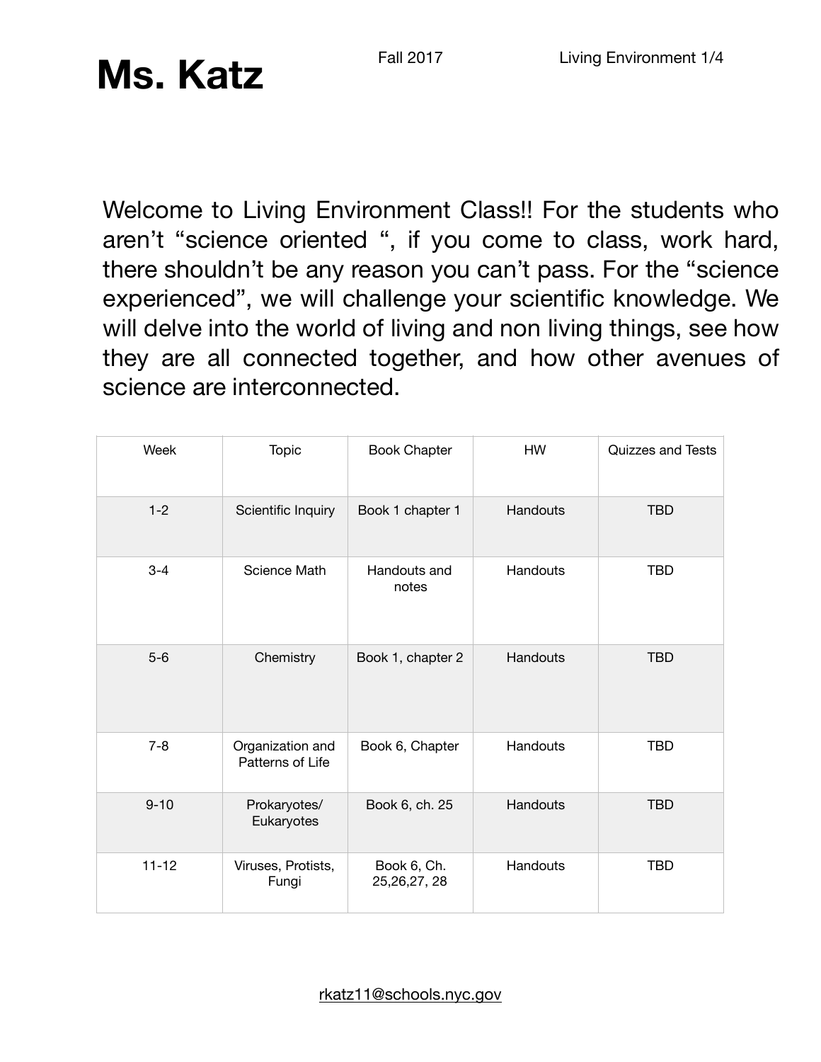# Ms. Katz

Fall 2017

Living Environment 1/4

Welcome to Living Environment Class!! For the students who aren't "science oriented ", if you come to class, work hard, there shouldn't be any reason you can't pass. For the "science experienced", we will challenge your scientific knowledge. We will delve into the world of living and non living things, see how they are all connected together, and how other avenues of science are interconnected.

| Week | Topic | Book Chapter | HW | Quizzes and Tests |
|---|---|---|---|---|
| 1-2 | Scientific Inquiry | Book 1 chapter 1 | Handouts | TBD |
| 3-4 | Science Math | Handouts and notes | Handouts | TBD |
| 5-6 | Chemistry | Book 1, chapter 2 | Handouts | TBD |
| 7-8 | Organization and Patterns of Life | Book 6, Chapter | Handouts | TBD |
| 9-10 | Prokaryotes/ Eukaryotes | Book 6, ch. 25 | Handouts | TBD |
| 11-12 | Viruses, Protists, Fungi | Book 6, Ch. 25,26,27, 28 | Handouts | TBD |

rkatz11@schools.nyc.gov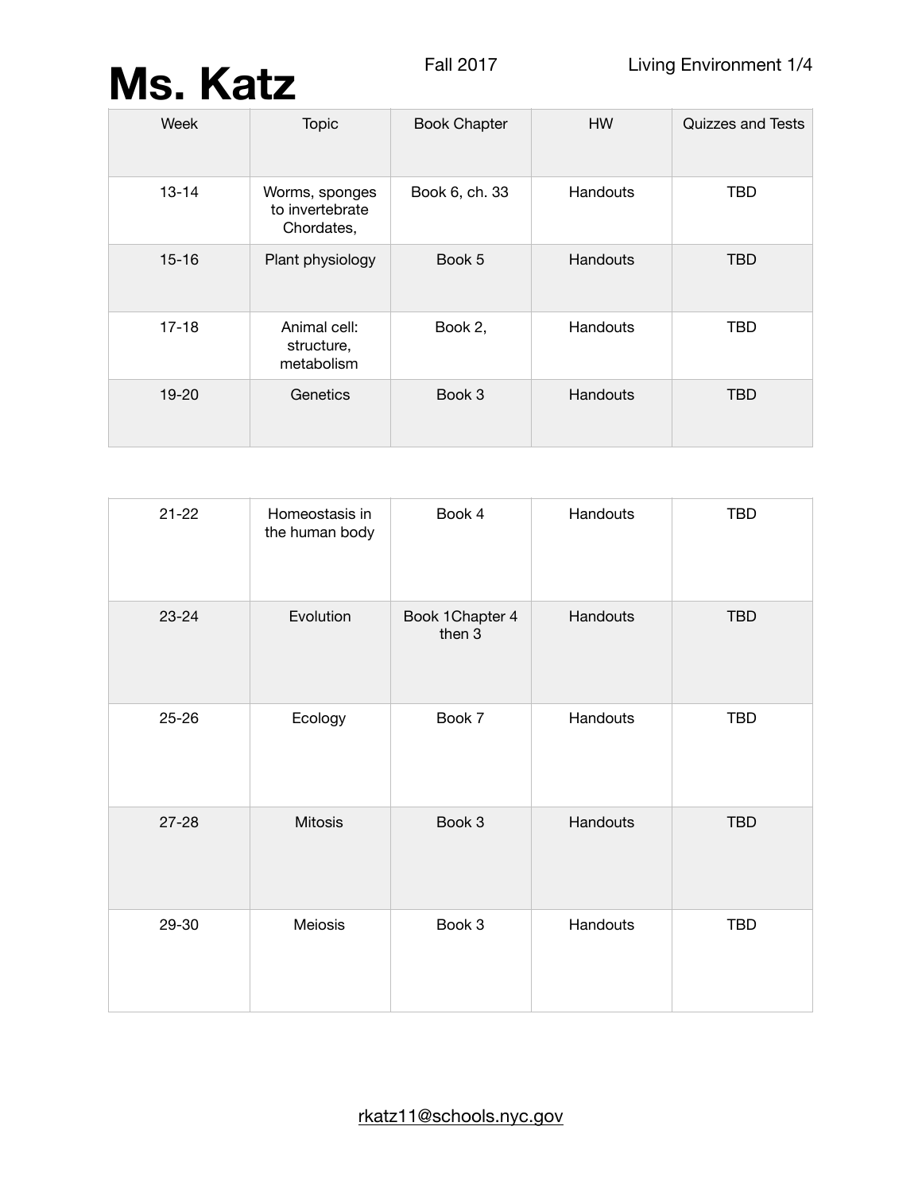# Ms. Katz

Fall 2017

Living Environment 1/4

| Week | Topic | Book Chapter | HW | Quizzes and Tests |
|---|---|---|---|---|
| 13-14 | Worms, sponges to invertebrate Chordates, | Book 6, ch. 33 | Handouts | TBD |
| 15-16 | Plant physiology | Book 5 | Handouts | TBD |
| 17-18 | Animal cell: structure, metabolism | Book 2, | Handouts | TBD |
| 19-20 | Genetics | Book 3 | Handouts | TBD |
| 21-22 | Homeostasis in the human body | Book 4 | Handouts | TBD |
| 23-24 | Evolution | Book 1Chapter 4 then 3 | Handouts | TBD |
| 25-26 | Ecology | Book 7 | Handouts | TBD |
| 27-28 | Mitosis | Book 3 | Handouts | TBD |
| 29-30 | Meiosis | Book 3 | Handouts | TBD |

rkatz11@schools.nyc.gov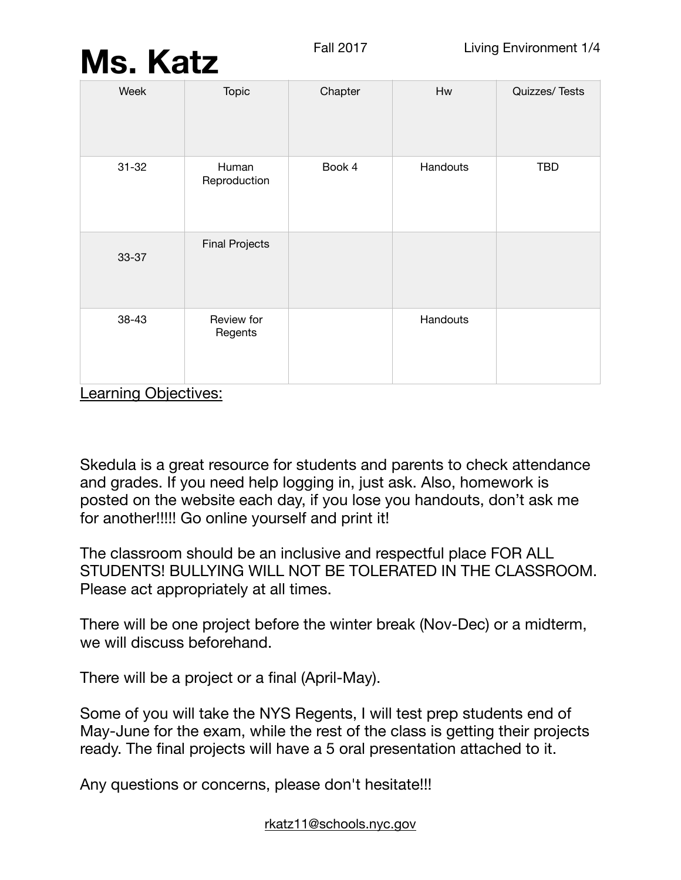# Ms. Katz

Fall 2017

Living Environment 1/4

| Week | Topic | Chapter | Hw | Quizzes/ Tests |
| --- | --- | --- | --- | --- |
| 31-32 | Human Reproduction | Book 4 | Handouts | TBD |
| 33-37 | Final Projects | | | |
| 38-43 | Review for Regents | | Handouts | |

<u>Learning Objectives:</u>

Skedula is a great resource for students and parents to check attendance and grades. If you need help logging in, just ask. Also, homework is posted on the website each day, if you lose you handouts, don't ask me for another!!!!! Go online yourself and print it!

The classroom should be an inclusive and respectful place FOR ALL STUDENTS! BULLYING WILL NOT BE TOLERATED IN THE CLASSROOM. Please act appropriately at all times.

There will be one project before the winter break (Nov-Dec) or a midterm, we will discuss beforehand.

There will be a project or a final (April-May).

Some of you will take the NYS Regents, I will test prep students end of May-June for the exam, while the rest of the class is getting their projects ready. The final projects will have a 5 oral presentation attached to it.

Any questions or concerns, please don't hesitate!!!

rkatz11@schools.nyc.gov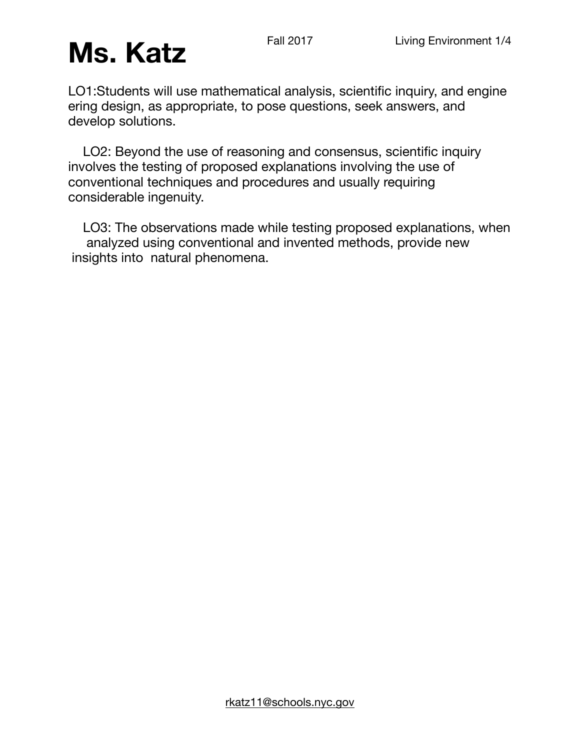LO1:Students will use mathematical analysis, scientific inquiry, and engineering design, as appropriate, to pose questions, seek answers, and develop solutions.

LO2: Beyond the use of reasoning and consensus, scientific inquiry involves the testing of proposed explanations involving the use of conventional techniques and procedures and usually requiring considerable ingenuity.

LO3: The observations made while testing proposed explanations, when analyzed using conventional and invented methods, provide new insights into natural phenomena.